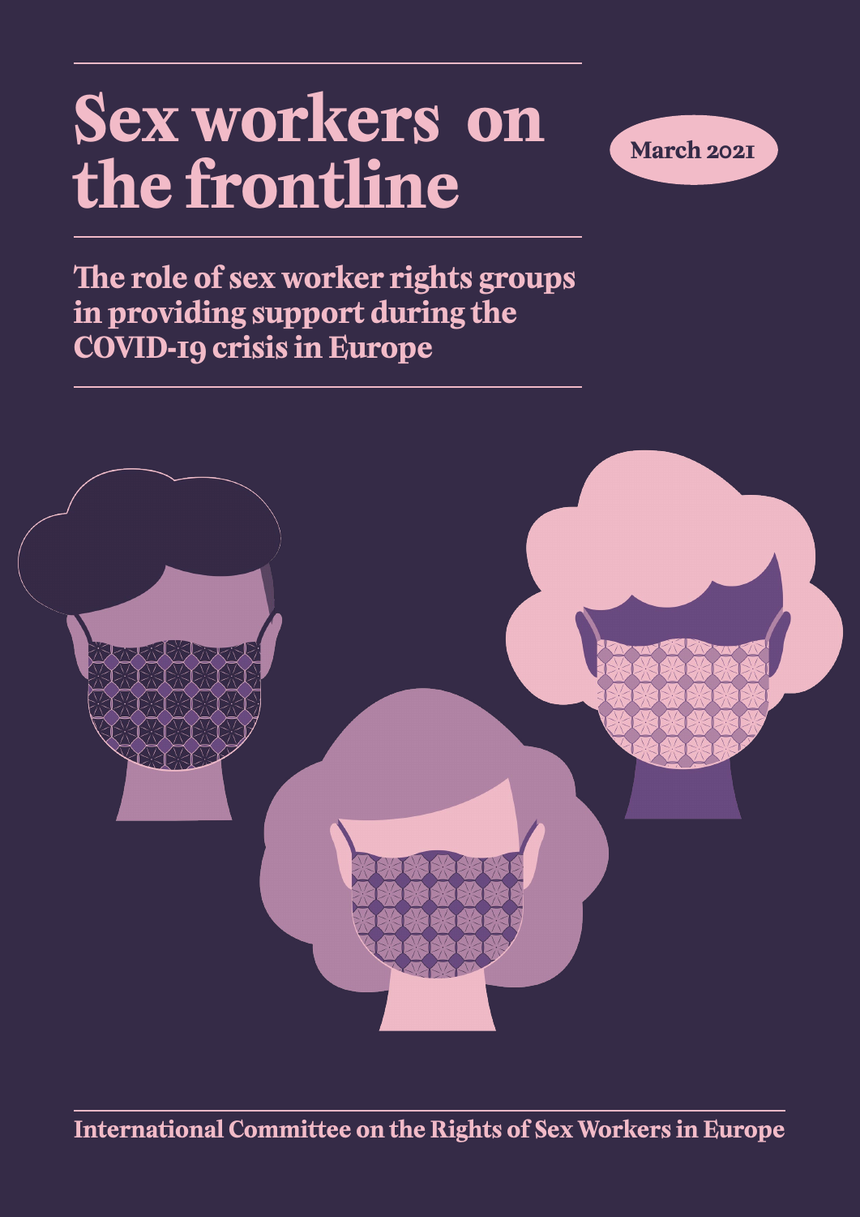# Sex workers on the frontline

March 2021

## The role of sex worker rights groups in providing support during the COVID-19 crisis in Europe

International Committee on the Rights of Sex Workers in Europe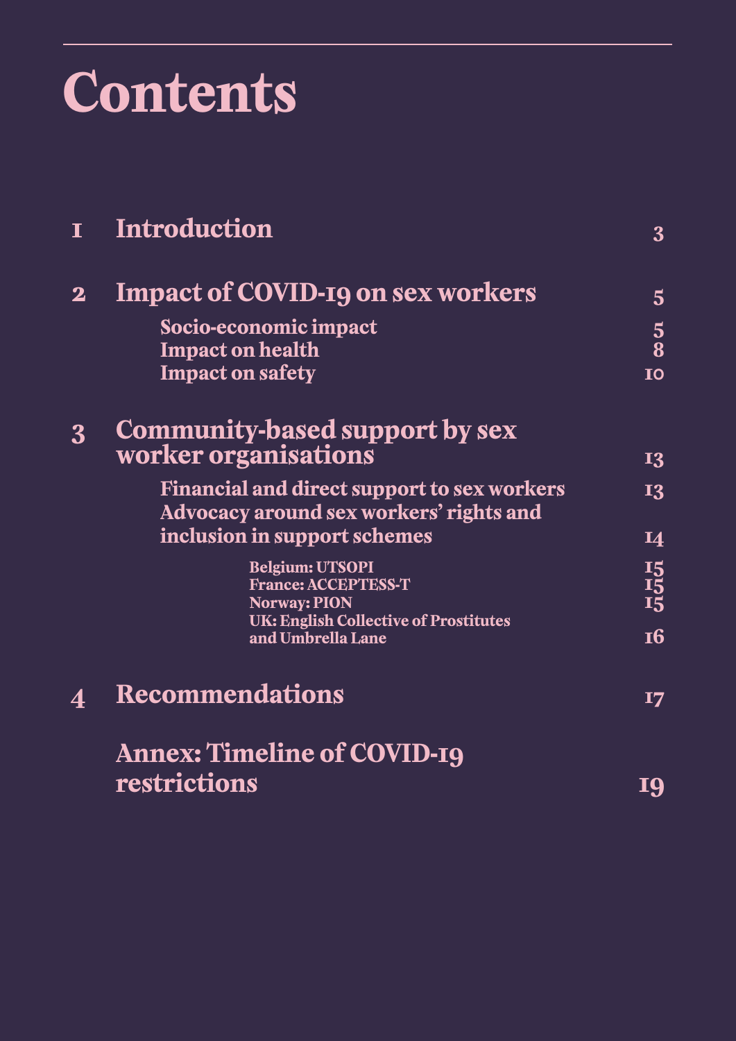# Contents

| | | |
|---|---|---|
| 1 | **Introduction** | 3 |
| 2 | **Impact of COVID-19 on sex workers** | 5 |
| | Socio-economic impact | 5 |
| | Impact on health | 8 |
| | Impact on safety | 10 |
| 3 | **Community-based support by sex worker organisations** | 13 |
| | Financial and direct support to sex workers | 13 |
| | Advocacy around sex workers' rights and inclusion in support schemes | 14 |
| | Belgium: UTSOPI | 15 |
| | France: ACCEPTESS-T | 15 |
| | Norway: PION | 15 |
| | UK: English Collective of Prostitutes and Umbrella Lane | 16 |
| 4 | **Recommendations** | 17 |
| | **Annex: Timeline of COVID-19 restrictions** | 19 |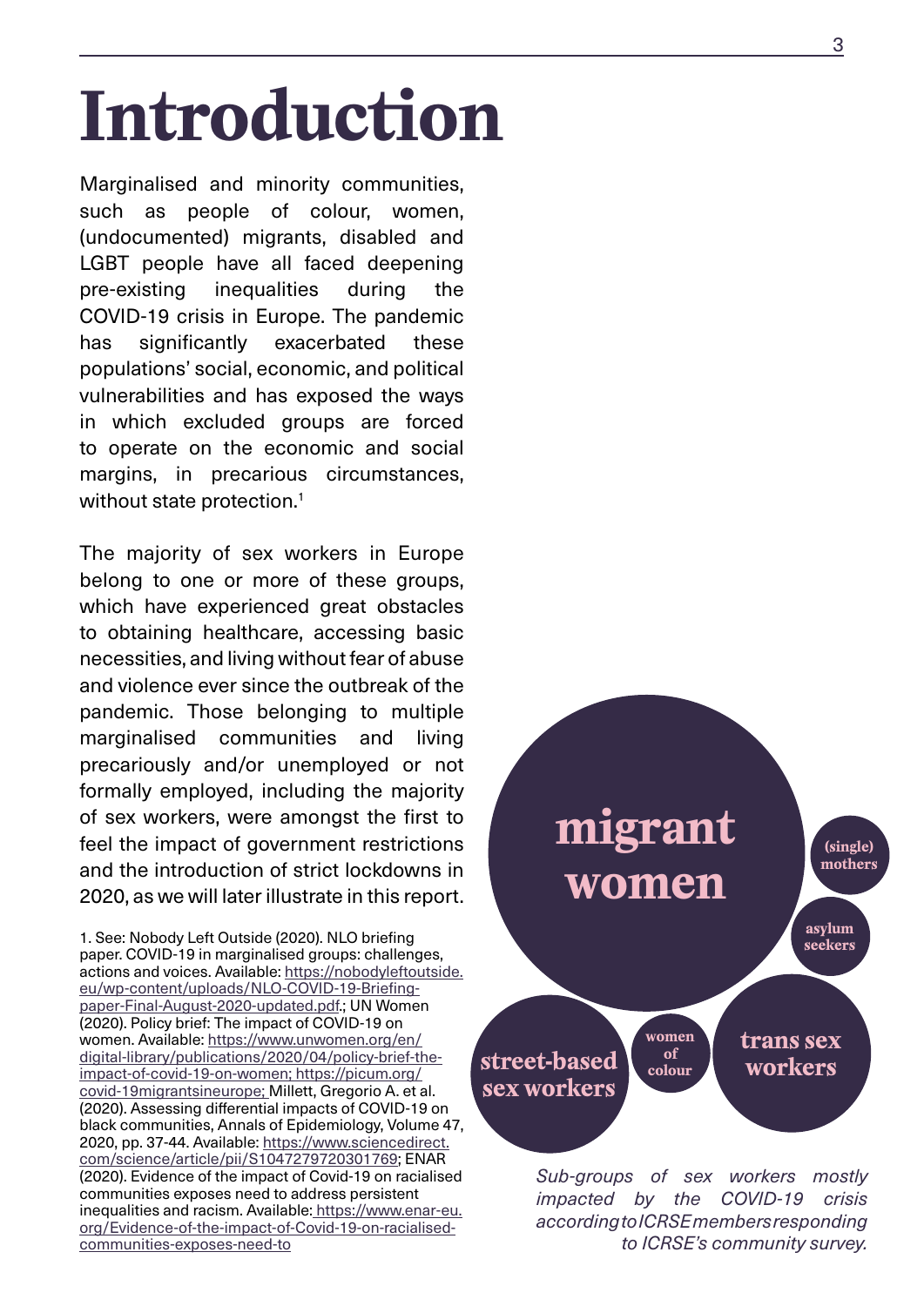# Introduction

Marginalised and minority communities, such as people of colour, women, (undocumented) migrants, disabled and LGBT people have all faced deepening pre-existing inequalities during the COVID-19 crisis in Europe. The pandemic has significantly exacerbated these populations' social, economic, and political vulnerabilities and has exposed the ways in which excluded groups are forced to operate on the economic and social margins, in precarious circumstances, without state protection.[1]

The majority of sex workers in Europe belong to one or more of these groups, which have experienced great obstacles to obtaining healthcare, accessing basic necessities, and living without fear of abuse and violence ever since the outbreak of the pandemic. Those belonging to multiple marginalised communities and living precariously and/or unemployed or not formally employed, including the majority of sex workers, were amongst the first to feel the impact of government restrictions and the introduction of strict lockdowns in 2020, as we will later illustrate in this report.

migrant women

(single) mothers

asylum seekers

street-based sex workers

women of colour

trans sex workers

*Sub-groups of sex workers mostly impacted by the COVID-19 crisis according to ICRSE members responding to ICRSE's community survey.*

1. See: Nobody Left Outside (2020). NLO briefing paper. COVID-19 in marginalised groups: challenges, actions and voices. Available: https://nobodyleftoutside.eu/wp-content/uploads/NLO-COVID-19-Briefing-paper-Final-August-2020-updated.pdf; UN Women (2020). Policy brief: The impact of COVID-19 on women. Available: https://www.unwomen.org/en/digital-library/publications/2020/04/policy-brief-the-impact-of-covid-19-on-women; https://picum.org/covid-19migrantsineurope; Millett, Gregorio A. et al. (2020). Assessing differential impacts of COVID-19 on black communities, Annals of Epidemiology, Volume 47, 2020, pp. 37-44. Available: https://www.sciencedirect.com/science/article/pii/S1047279720301769; ENAR (2020). Evidence of the impact of Covid-19 on racialised communities exposes need to address persistent inequalities and racism. Available: https://www.enar-eu.org/Evidence-of-the-impact-of-Covid-19-on-racialised-communities-exposes-need-to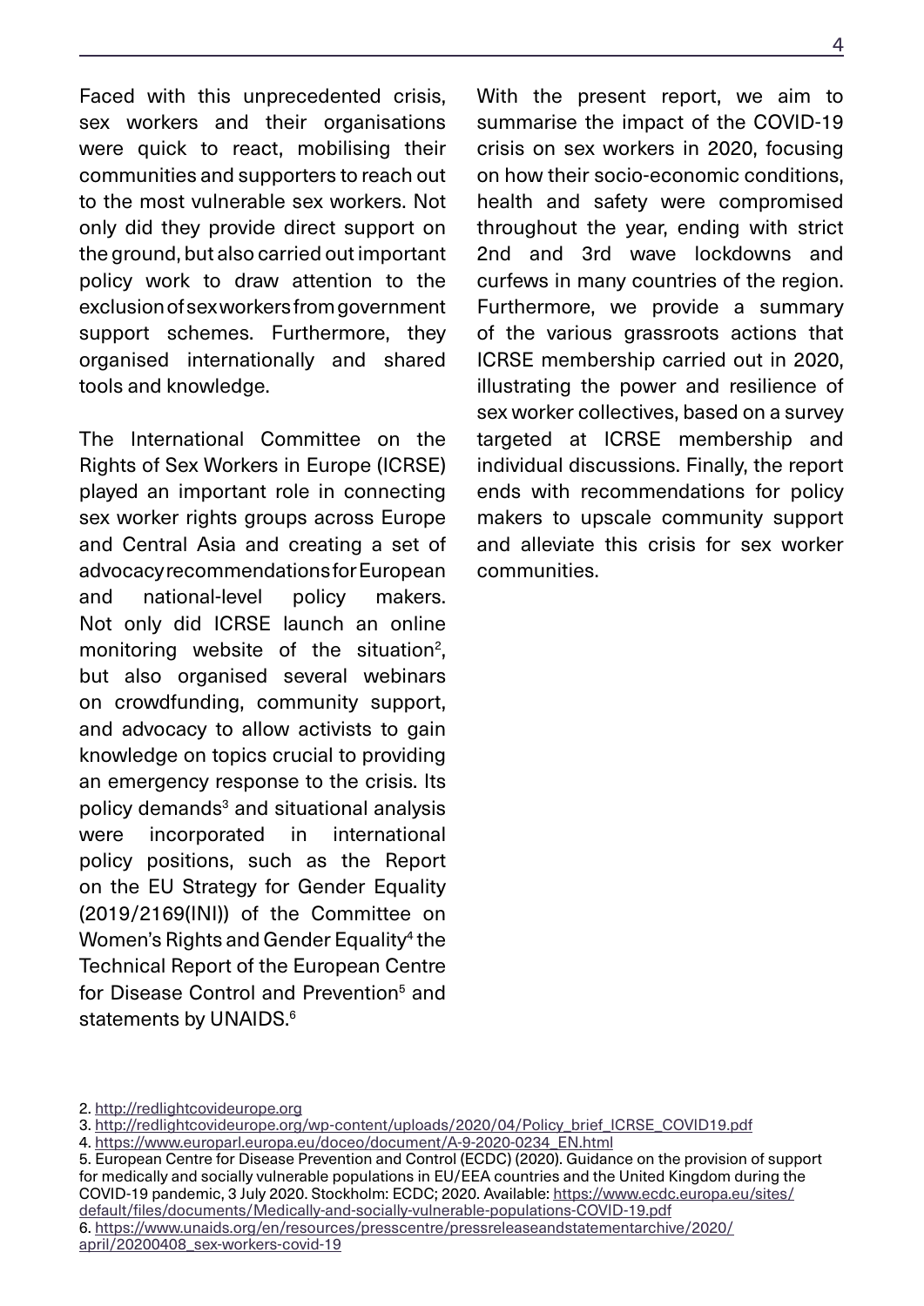Faced with this unprecedented crisis, sex workers and their organisations were quick to react, mobilising their communities and supporters to reach out to the most vulnerable sex workers. Not only did they provide direct support on the ground, but also carried out important policy work to draw attention to the exclusion of sex workers from government support schemes. Furthermore, they organised internationally and shared tools and knowledge.

The International Committee on the Rights of Sex Workers in Europe (ICRSE) played an important role in connecting sex worker rights groups across Europe and Central Asia and creating a set of advocacy recommendations for European and national-level policy makers. Not only did ICRSE launch an online monitoring website of the situation[2], but also organised several webinars on crowdfunding, community support, and advocacy to allow activists to gain knowledge on topics crucial to providing an emergency response to the crisis. Its policy demands[3] and situational analysis were incorporated in international policy positions, such as the Report on the EU Strategy for Gender Equality (2019/2169(INI)) of the Committee on Women's Rights and Gender Equality[4] the Technical Report of the European Centre for Disease Control and Prevention[5] and statements by UNAIDS.[6]

With the present report, we aim to summarise the impact of the COVID-19 crisis on sex workers in 2020, focusing on how their socio-economic conditions, health and safety were compromised throughout the year, ending with strict 2nd and 3rd wave lockdowns and curfews in many countries of the region. Furthermore, we provide a summary of the various grassroots actions that ICRSE membership carried out in 2020, illustrating the power and resilience of sex worker collectives, based on a survey targeted at ICRSE membership and individual discussions. Finally, the report ends with recommendations for policy makers to upscale community support and alleviate this crisis for sex worker communities.

2. http://redlightcovideurope.org
3. http://redlightcovideurope.org/wp-content/uploads/2020/04/Policy_brief_ICRSE_COVID19.pdf
4. https://www.europarl.europa.eu/doceo/document/A-9-2020-0234_EN.html
5. European Centre for Disease Prevention and Control (ECDC) (2020). Guidance on the provision of support for medically and socially vulnerable populations in EU/EEA countries and the United Kingdom during the COVID-19 pandemic, 3 July 2020. Stockholm: ECDC; 2020. Available: https://www.ecdc.europa.eu/sites/default/files/documents/Medically-and-socially-vulnerable-populations-COVID-19.pdf
6. https://www.unaids.org/en/resources/presscentre/pressreleaseandstatementarchive/2020/april/20200408_sex-workers-covid-19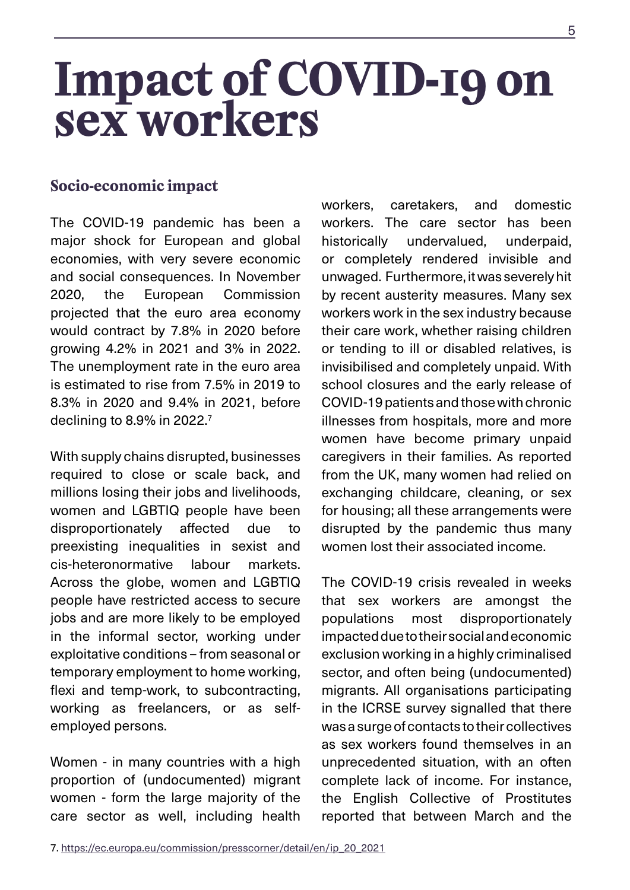# Impact of COVID-19 on sex workers

## Socio-economic impact

The COVID-19 pandemic has been a major shock for European and global economies, with very severe economic and social consequences. In November 2020, the European Commission projected that the euro area economy would contract by 7.8% in 2020 before growing 4.2% in 2021 and 3% in 2022. The unemployment rate in the euro area is estimated to rise from 7.5% in 2019 to 8.3% in 2020 and 9.4% in 2021, before declining to 8.9% in 2022.[7]

With supply chains disrupted, businesses required to close or scale back, and millions losing their jobs and livelihoods, women and LGBTIQ people have been disproportionately affected due to preexisting inequalities in sexist and cis-heteronormative labour markets. Across the globe, women and LGBTIQ people have restricted access to secure jobs and are more likely to be employed in the informal sector, working under exploitative conditions – from seasonal or temporary employment to home working, flexi and temp-work, to subcontracting, working as freelancers, or as self-employed persons.

Women - in many countries with a high proportion of (undocumented) migrant women - form the large majority of the care sector as well, including health workers, caretakers, and domestic workers. The care sector has been historically undervalued, underpaid, or completely rendered invisible and unwaged. Furthermore, it was severely hit by recent austerity measures. Many sex workers work in the sex industry because their care work, whether raising children or tending to ill or disabled relatives, is invisibilised and completely unpaid. With school closures and the early release of COVID-19 patients and those with chronic illnesses from hospitals, more and more women have become primary unpaid caregivers in their families. As reported from the UK, many women had relied on exchanging childcare, cleaning, or sex for housing; all these arrangements were disrupted by the pandemic thus many women lost their associated income.

The COVID-19 crisis revealed in weeks that sex workers are amongst the populations most disproportionately impacted due to their social and economic exclusion working in a highly criminalised sector, and often being (undocumented) migrants. All organisations participating in the ICRSE survey signalled that there was a surge of contacts to their collectives as sex workers found themselves in an unprecedented situation, with an often complete lack of income. For instance, the English Collective of Prostitutes reported that between March and the

7. https://ec.europa.eu/commission/presscorner/detail/en/ip_20_2021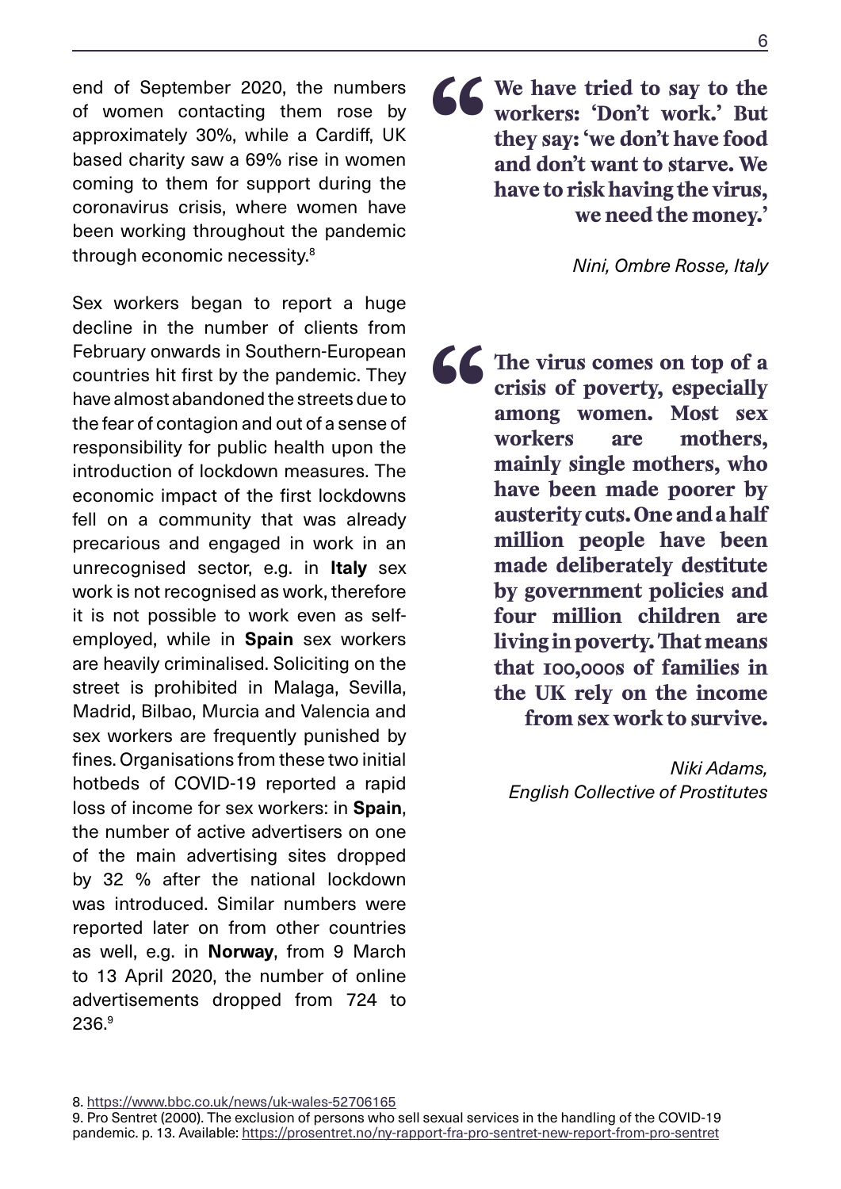end of September 2020, the numbers of women contacting them rose by approximately 30%, while a Cardiff, UK based charity saw a 69% rise in women coming to them for support during the coronavirus crisis, where women have been working throughout the pandemic through economic necessity.[8]

Sex workers began to report a huge decline in the number of clients from February onwards in Southern-European countries hit first by the pandemic. They have almost abandoned the streets due to the fear of contagion and out of a sense of responsibility for public health upon the introduction of lockdown measures. The economic impact of the first lockdowns fell on a community that was already precarious and engaged in work in an unrecognised sector, e.g. in **Italy** sex work is not recognised as work, therefore it is not possible to work even as self-employed, while in **Spain** sex workers are heavily criminalised. Soliciting on the street is prohibited in Malaga, Sevilla, Madrid, Bilbao, Murcia and Valencia and sex workers are frequently punished by fines. Organisations from these two initial hotbeds of COVID-19 reported a rapid loss of income for sex workers: in **Spain**, the number of active advertisers on one of the main advertising sites dropped by 32 % after the national lockdown was introduced. Similar numbers were reported later on from other countries as well, e.g. in **Norway**, from 9 March to 13 April 2020, the number of online advertisements dropped from 724 to 236.[9]

> **We have tried to say to the workers: 'Don't work.' But they say: 'we don't have food and don't want to starve. We have to risk having the virus, we need the money.'**
>
> *Nini, Ombre Rosse, Italy*

> **The virus comes on top of a crisis of poverty, especially among women. Most sex workers are mothers, mainly single mothers, who have been made poorer by austerity cuts. One and a half million people have been made deliberately destitute by government policies and four million children are living in poverty. That means that 100,000s of families in the UK rely on the income from sex work to survive.**
>
> *Niki Adams, English Collective of Prostitutes*

8. https://www.bbc.co.uk/news/uk-wales-52706165

9. Pro Sentret (2000). The exclusion of persons who sell sexual services in the handling of the COVID-19 pandemic. p. 13. Available: https://prosentret.no/ny-rapport-fra-pro-sentret-new-report-from-pro-sentret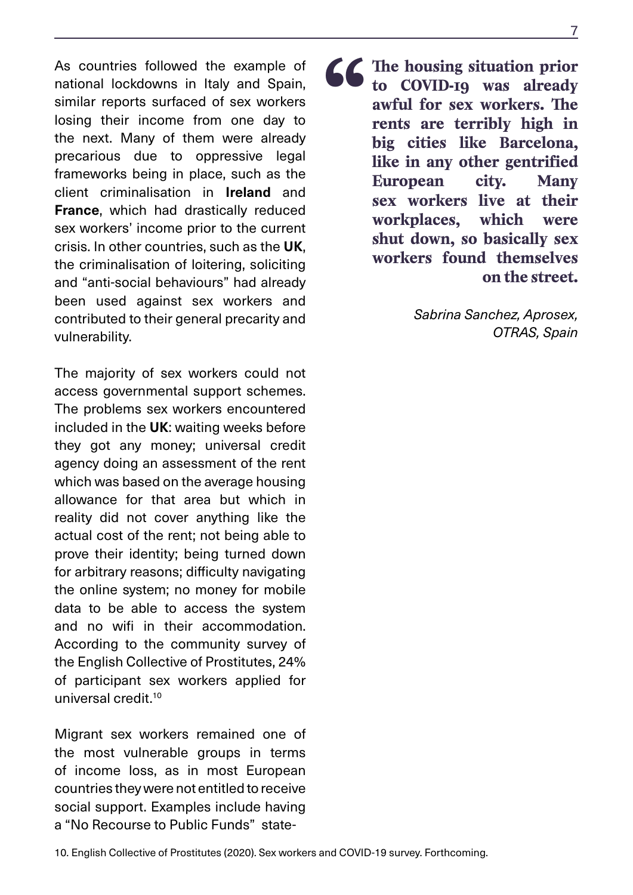As countries followed the example of national lockdowns in Italy and Spain, similar reports surfaced of sex workers losing their income from one day to the next. Many of them were already precarious due to oppressive legal frameworks being in place, such as the client criminalisation in **Ireland** and **France**, which had drastically reduced sex workers' income prior to the current crisis. In other countries, such as the **UK**, the criminalisation of loitering, soliciting and "anti-social behaviours" had already been used against sex workers and contributed to their general precarity and vulnerability.

> **The housing situation prior to COVID-19 was already awful for sex workers. The rents are terribly high in big cities like Barcelona, like in any other gentrified European city. Many sex workers live at their workplaces, which were shut down, so basically sex workers found themselves on the street.**
>
> *Sabrina Sanchez, Aprosex, OTRAS, Spain*

The majority of sex workers could not access governmental support schemes. The problems sex workers encountered included in the **UK**: waiting weeks before they got any money; universal credit agency doing an assessment of the rent which was based on the average housing allowance for that area but which in reality did not cover anything like the actual cost of the rent; not being able to prove their identity; being turned down for arbitrary reasons; difficulty navigating the online system; no money for mobile data to be able to access the system and no wifi in their accommodation. According to the community survey of the English Collective of Prostitutes, 24% of participant sex workers applied for universal credit.[10]

Migrant sex workers remained one of the most vulnerable groups in terms of income loss, as in most European countries they were not entitled to receive social support. Examples include having a "No Recourse to Public Funds" state-

10. English Collective of Prostitutes (2020). Sex workers and COVID-19 survey. Forthcoming.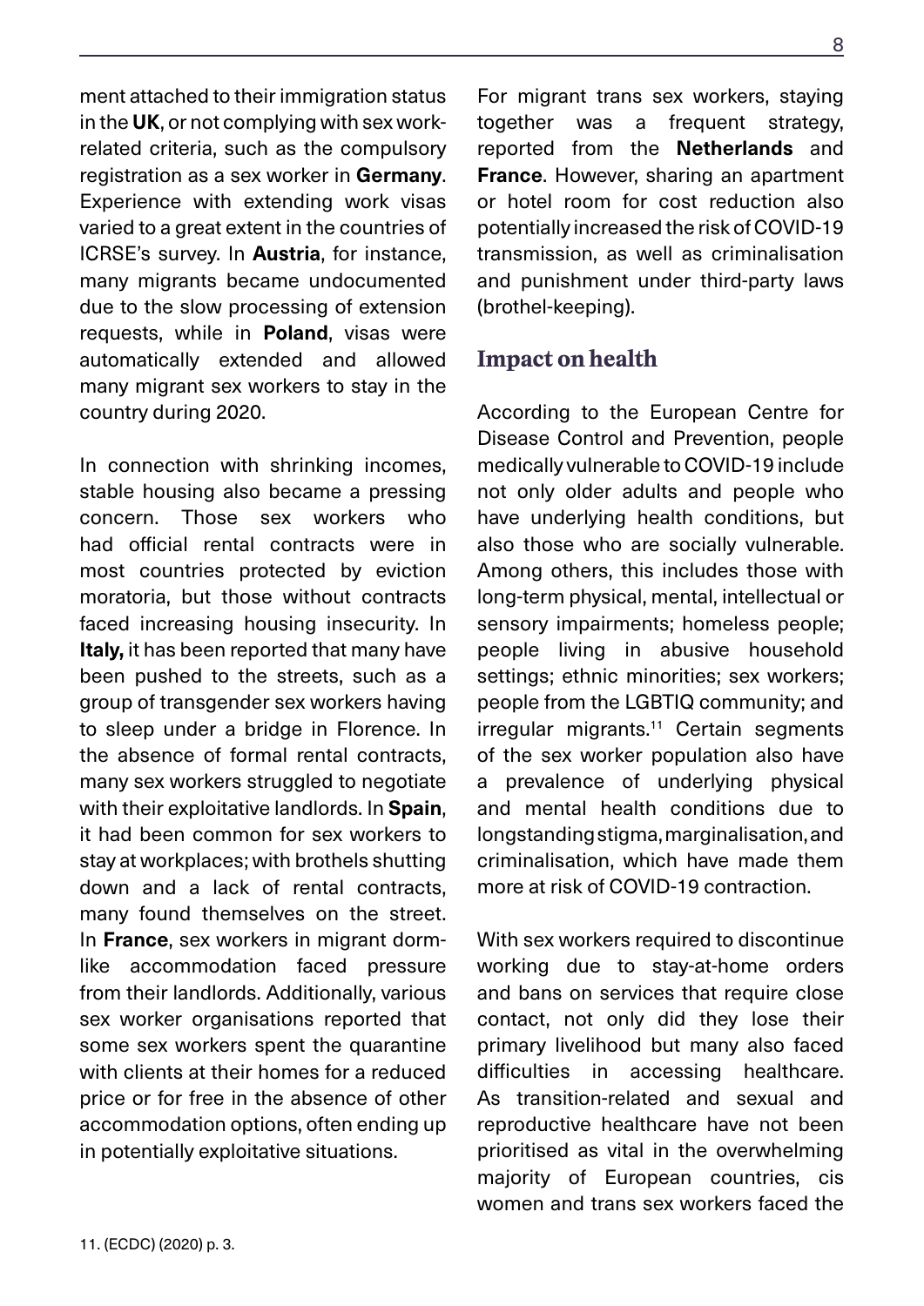ment attached to their immigration status in the **UK**, or not complying with sex work-related criteria, such as the compulsory registration as a sex worker in **Germany**. Experience with extending work visas varied to a great extent in the countries of ICRSE's survey. In **Austria**, for instance, many migrants became undocumented due to the slow processing of extension requests, while in **Poland**, visas were automatically extended and allowed many migrant sex workers to stay in the country during 2020.

In connection with shrinking incomes, stable housing also became a pressing concern. Those sex workers who had official rental contracts were in most countries protected by eviction moratoria, but those without contracts faced increasing housing insecurity. In **Italy,** it has been reported that many have been pushed to the streets, such as a group of transgender sex workers having to sleep under a bridge in Florence. In the absence of formal rental contracts, many sex workers struggled to negotiate with their exploitative landlords. In **Spain**, it had been common for sex workers to stay at workplaces; with brothels shutting down and a lack of rental contracts, many found themselves on the street. In **France**, sex workers in migrant dorm-like accommodation faced pressure from their landlords. Additionally, various sex worker organisations reported that some sex workers spent the quarantine with clients at their homes for a reduced price or for free in the absence of other accommodation options, often ending up in potentially exploitative situations.

For migrant trans sex workers, staying together was a frequent strategy, reported from the **Netherlands** and **France**. However, sharing an apartment or hotel room for cost reduction also potentially increased the risk of COVID-19 transmission, as well as criminalisation and punishment under third-party laws (brothel-keeping).

## Impact on health

According to the European Centre for Disease Control and Prevention, people medically vulnerable to COVID-19 include not only older adults and people who have underlying health conditions, but also those who are socially vulnerable. Among others, this includes those with long-term physical, mental, intellectual or sensory impairments; homeless people; people living in abusive household settings; ethnic minorities; sex workers; people from the LGBTIQ community; and irregular migrants.[11] Certain segments of the sex worker population also have a prevalence of underlying physical and mental health conditions due to longstanding stigma, marginalisation, and criminalisation, which have made them more at risk of COVID-19 contraction.

With sex workers required to discontinue working due to stay-at-home orders and bans on services that require close contact, not only did they lose their primary livelihood but many also faced difficulties in accessing healthcare. As transition-related and sexual and reproductive healthcare have not been prioritised as vital in the overwhelming majority of European countries, cis women and trans sex workers faced the

11. (ECDC) (2020) p. 3.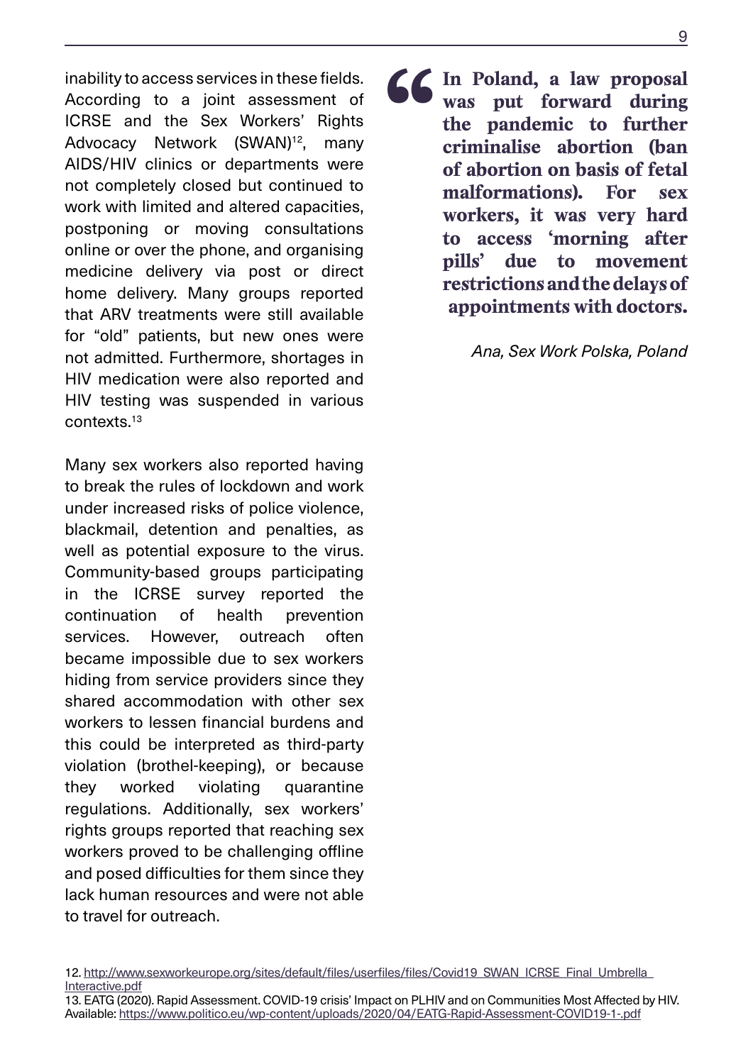inability to access services in these fields. According to a joint assessment of ICRSE and the Sex Workers' Rights Advocacy Network (SWAN)[12], many AIDS/HIV clinics or departments were not completely closed but continued to work with limited and altered capacities, postponing or moving consultations online or over the phone, and organising medicine delivery via post or direct home delivery. Many groups reported that ARV treatments were still available for "old" patients, but new ones were not admitted. Furthermore, shortages in HIV medication were also reported and HIV testing was suspended in various contexts.[13]

Many sex workers also reported having to break the rules of lockdown and work under increased risks of police violence, blackmail, detention and penalties, as well as potential exposure to the virus. Community-based groups participating in the ICRSE survey reported the continuation of health prevention services. However, outreach often became impossible due to sex workers hiding from service providers since they shared accommodation with other sex workers to lessen financial burdens and this could be interpreted as third-party violation (brothel-keeping), or because they worked violating quarantine regulations. Additionally, sex workers' rights groups reported that reaching sex workers proved to be challenging offline and posed difficulties for them since they lack human resources and were not able to travel for outreach.

> **"In Poland, a law proposal was put forward during the pandemic to further criminalise abortion (ban of abortion on basis of fetal malformations). For sex workers, it was very hard to access 'morning after pills' due to movement restrictions and the delays of appointments with doctors.**
>
> *Ana, Sex Work Polska, Poland*

12. http://www.sexworkeurope.org/sites/default/files/userfiles/files/Covid19_SWAN_ICRSE_Final_Umbrella_Interactive.pdf

13. EATG (2020). Rapid Assessment. COVID-19 crisis' Impact on PLHIV and on Communities Most Affected by HIV. Available: https://www.politico.eu/wp-content/uploads/2020/04/EATG-Rapid-Assessment-COVID19-1-.pdf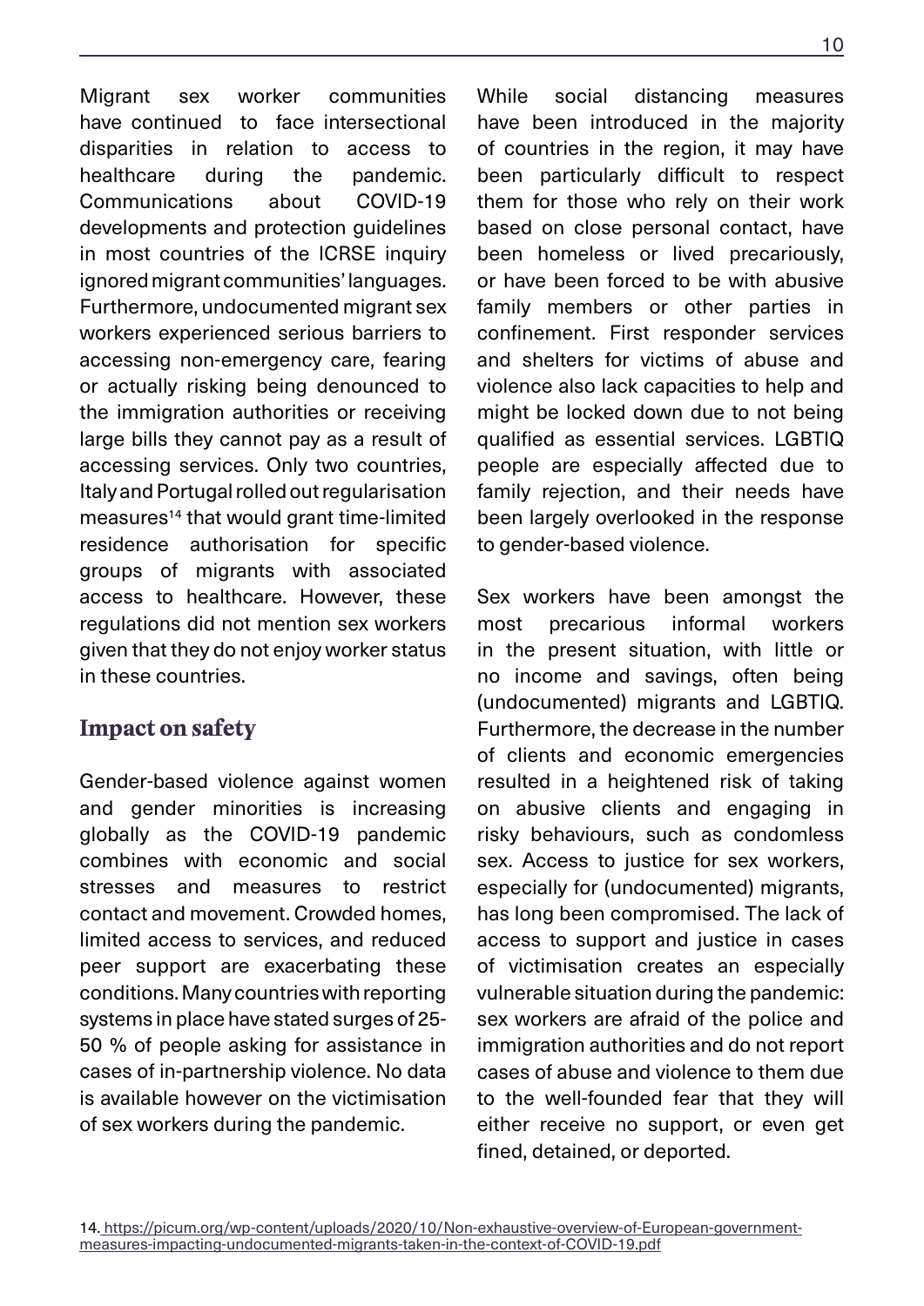Migrant sex worker communities have continued to face intersectional disparities in relation to access to healthcare during the pandemic. Communications about COVID-19 developments and protection guidelines in most countries of the ICRSE inquiry ignored migrant communities' languages. Furthermore, undocumented migrant sex workers experienced serious barriers to accessing non-emergency care, fearing or actually risking being denounced to the immigration authorities or receiving large bills they cannot pay as a result of accessing services. Only two countries, Italy and Portugal rolled out regularisation measures[14] that would grant time-limited residence authorisation for specific groups of migrants with associated access to healthcare. However, these regulations did not mention sex workers given that they do not enjoy worker status in these countries.

## Impact on safety

Gender-based violence against women and gender minorities is increasing globally as the COVID-19 pandemic combines with economic and social stresses and measures to restrict contact and movement. Crowded homes, limited access to services, and reduced peer support are exacerbating these conditions. Many countries with reporting systems in place have stated surges of 25-50 % of people asking for assistance in cases of in-partnership violence. No data is available however on the victimisation of sex workers during the pandemic.

While social distancing measures have been introduced in the majority of countries in the region, it may have been particularly difficult to respect them for those who rely on their work based on close personal contact, have been homeless or lived precariously, or have been forced to be with abusive family members or other parties in confinement. First responder services and shelters for victims of abuse and violence also lack capacities to help and might be locked down due to not being qualified as essential services. LGBTIQ people are especially affected due to family rejection, and their needs have been largely overlooked in the response to gender-based violence.

Sex workers have been amongst the most precarious informal workers in the present situation, with little or no income and savings, often being (undocumented) migrants and LGBTIQ. Furthermore, the decrease in the number of clients and economic emergencies resulted in a heightened risk of taking on abusive clients and engaging in risky behaviours, such as condomless sex. Access to justice for sex workers, especially for (undocumented) migrants, has long been compromised. The lack of access to support and justice in cases of victimisation creates an especially vulnerable situation during the pandemic: sex workers are afraid of the police and immigration authorities and do not report cases of abuse and violence to them due to the well-founded fear that they will either receive no support, or even get fined, detained, or deported.

14. https://picum.org/wp-content/uploads/2020/10/Non-exhaustive-overview-of-European-government-measures-impacting-undocumented-migrants-taken-in-the-context-of-COVID-19.pdf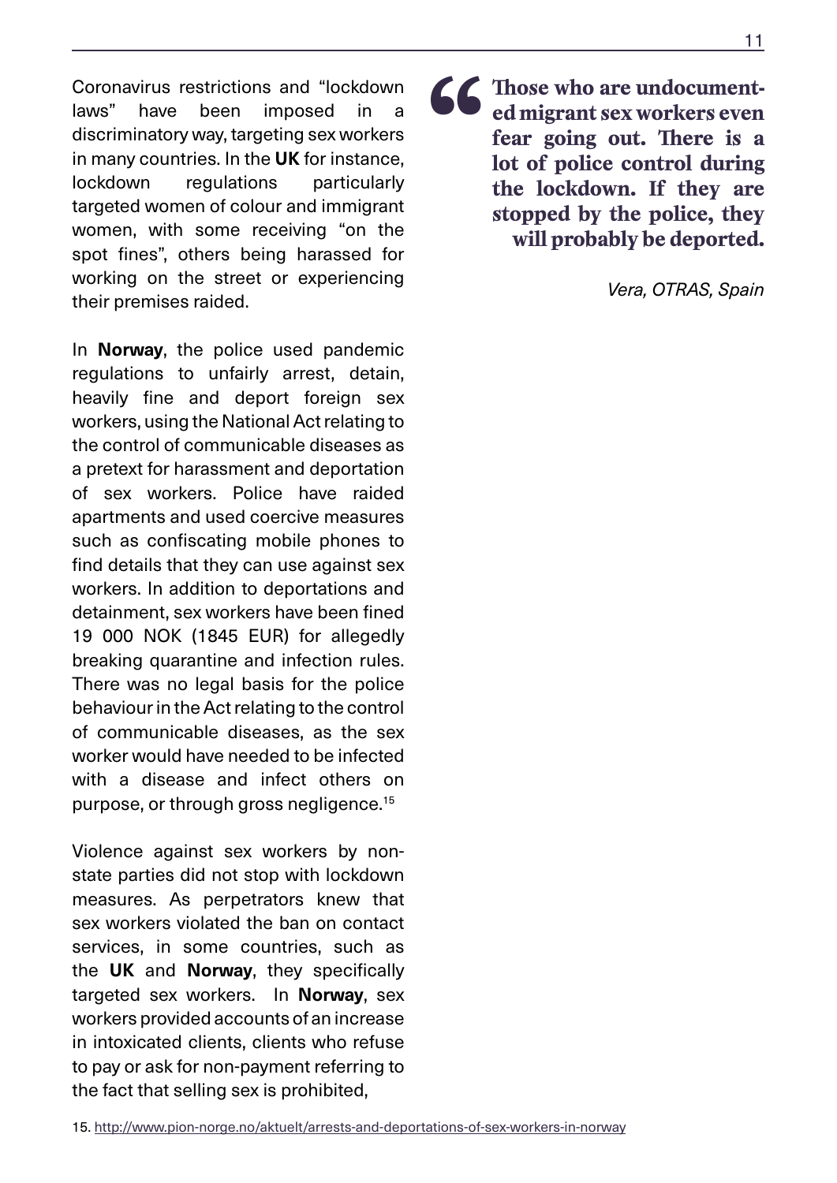Coronavirus restrictions and "lockdown laws" have been imposed in a discriminatory way, targeting sex workers in many countries. In the **UK** for instance, lockdown regulations particularly targeted women of colour and immigrant women, with some receiving "on the spot fines", others being harassed for working on the street or experiencing their premises raided.

In **Norway**, the police used pandemic regulations to unfairly arrest, detain, heavily fine and deport foreign sex workers, using the National Act relating to the control of communicable diseases as a pretext for harassment and deportation of sex workers. Police have raided apartments and used coercive measures such as confiscating mobile phones to find details that they can use against sex workers. In addition to deportations and detainment, sex workers have been fined 19 000 NOK (1845 EUR) for allegedly breaking quarantine and infection rules. There was no legal basis for the police behaviour in the Act relating to the control of communicable diseases, as the sex worker would have needed to be infected with a disease and infect others on purpose, or through gross negligence.[15]

Violence against sex workers by non-state parties did not stop with lockdown measures. As perpetrators knew that sex workers violated the ban on contact services, in some countries, such as the **UK** and **Norway**, they specifically targeted sex workers. In **Norway**, sex workers provided accounts of an increase in intoxicated clients, clients who refuse to pay or ask for non-payment referring to the fact that selling sex is prohibited,

> **Those who are undocumented migrant sex workers even fear going out. There is a lot of police control during the lockdown. If they are stopped by the police, they will probably be deported.**
>
> *Vera, OTRAS, Spain*

15. http://www.pion-norge.no/aktuelt/arrests-and-deportations-of-sex-workers-in-norway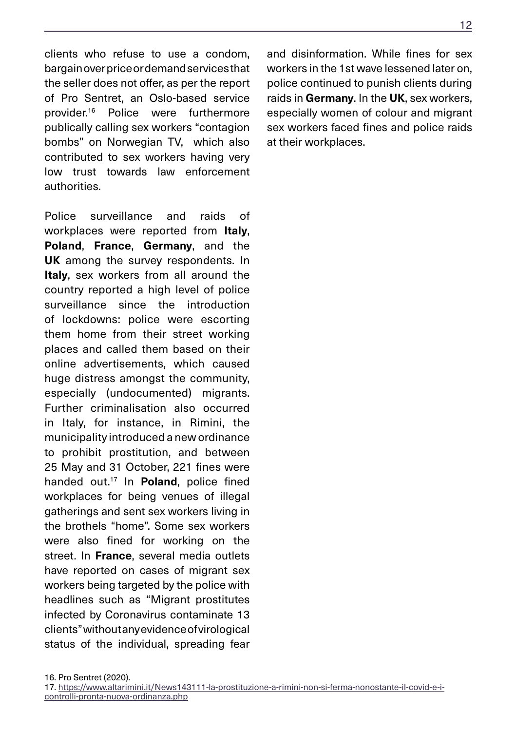clients who refuse to use a condom, bargain over price or demand services that the seller does not offer, as per the report of Pro Sentret, an Oslo-based service provider.[16] Police were furthermore publically calling sex workers "contagion bombs" on Norwegian TV, which also contributed to sex workers having very low trust towards law enforcement authorities.

Police surveillance and raids of workplaces were reported from **Italy**, **Poland**, **France**, **Germany**, and the **UK** among the survey respondents. In **Italy**, sex workers from all around the country reported a high level of police surveillance since the introduction of lockdowns: police were escorting them home from their street working places and called them based on their online advertisements, which caused huge distress amongst the community, especially (undocumented) migrants. Further criminalisation also occurred in Italy, for instance, in Rimini, the municipality introduced a new ordinance to prohibit prostitution, and between 25 May and 31 October, 221 fines were handed out.[17] In **Poland**, police fined workplaces for being venues of illegal gatherings and sent sex workers living in the brothels "home". Some sex workers were also fined for working on the street. In **France**, several media outlets have reported on cases of migrant sex workers being targeted by the police with headlines such as "Migrant prostitutes infected by Coronavirus contaminate 13 clients" without any evidence of virological status of the individual, spreading fear and disinformation. While fines for sex workers in the 1st wave lessened later on, police continued to punish clients during raids in **Germany**. In the **UK**, sex workers, especially women of colour and migrant sex workers faced fines and police raids at their workplaces.

16. Pro Sentret (2020).

17. https://www.altarimini.it/News143111-la-prostituzione-a-rimini-non-si-ferma-nonostante-il-covid-e-i-controlli-pronta-nuova-ordinanza.php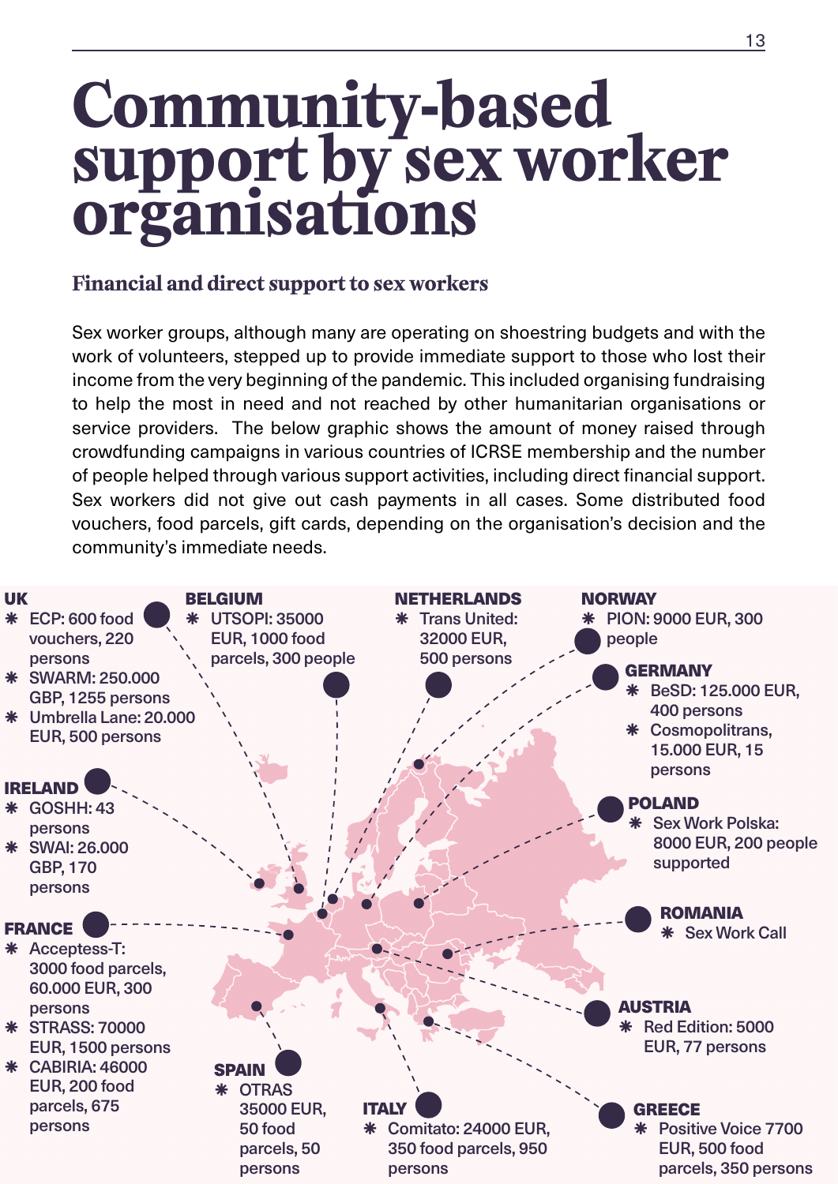# Community-based support by sex worker organisations

## Financial and direct support to sex workers

Sex worker groups, although many are operating on shoestring budgets and with the work of volunteers, stepped up to provide immediate support to those who lost their income from the very beginning of the pandemic. This included organising fundraising to help the most in need and not reached by other humanitarian organisations or service providers. The below graphic shows the amount of money raised through crowdfunding campaigns in various countries of ICRSE membership and the number of people helped through various support activities, including direct financial support. Sex workers did not give out cash payments in all cases. Some distributed food vouchers, food parcels, gift cards, depending on the organisation's decision and the community's immediate needs.

**UK**
- ECP: 600 food vouchers, 220 persons
- SWARM: 250.000 GBP, 1255 persons
- Umbrella Lane: 20.000 EUR, 500 persons

**BELGIUM**
- UTSOPI: 35000 EUR, 1000 food parcels, 300 people

**NETHERLANDS**
- Trans United: 32000 EUR, 500 persons

**NORWAY**
- PION: 9000 EUR, 300 people

**GERMANY**
- BeSD: 125.000 EUR, 400 persons
- Cosmopolitrans, 15.000 EUR, 15 persons

**IRELAND**
- GOSHH: 43 persons
- SWAI: 26.000 GBP, 170 persons

**POLAND**
- Sex Work Polska: 8000 EUR, 200 people supported

**FRANCE**
- Acceptess-T: 3000 food parcels, 60.000 EUR, 300 persons
- STRASS: 70000 EUR, 1500 persons
- CABIRIA: 46000 EUR, 200 food parcels, 675 persons

**ROMANIA**
- Sex Work Call

**AUSTRIA**
- Red Edition: 5000 EUR, 77 persons

**SPAIN**
- OTRAS 35000 EUR, 50 food parcels, 50 persons

**ITALY**
- Comitato: 24000 EUR, 350 food parcels, 950 persons

**GREECE**
- Positive Voice 7700 EUR, 500 food parcels, 350 persons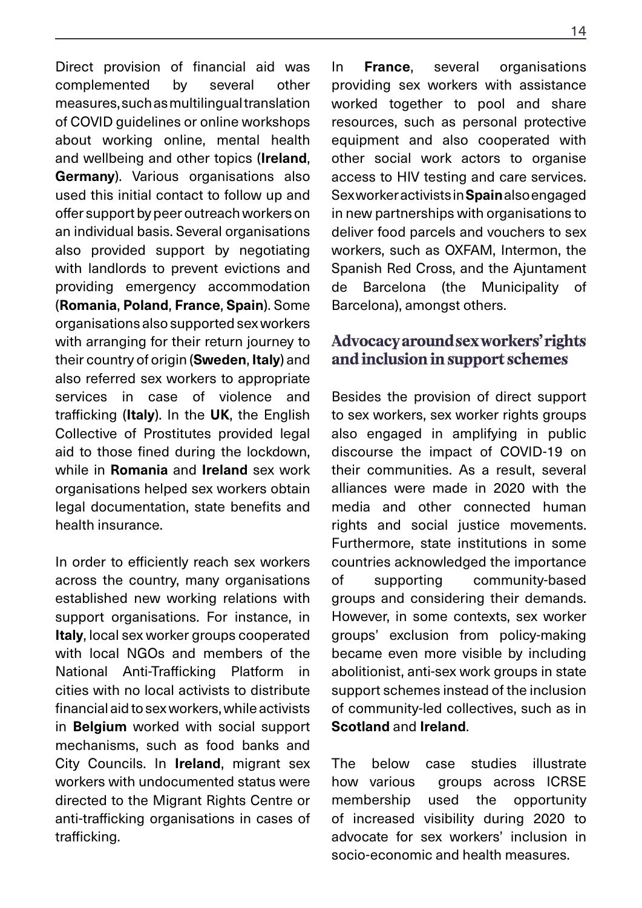Direct provision of financial aid was complemented by several other measures, such as multilingual translation of COVID guidelines or online workshops about working online, mental health and wellbeing and other topics (**Ireland**, **Germany**). Various organisations also used this initial contact to follow up and offer support by peer outreach workers on an individual basis. Several organisations also provided support by negotiating with landlords to prevent evictions and providing emergency accommodation (**Romania**, **Poland**, **France**, **Spain**). Some organisations also supported sex workers with arranging for their return journey to their country of origin (**Sweden**, **Italy**) and also referred sex workers to appropriate services in case of violence and trafficking (**Italy**). In the **UK**, the English Collective of Prostitutes provided legal aid to those fined during the lockdown, while in **Romania** and **Ireland** sex work organisations helped sex workers obtain legal documentation, state benefits and health insurance.

In order to efficiently reach sex workers across the country, many organisations established new working relations with support organisations. For instance, in **Italy**, local sex worker groups cooperated with local NGOs and members of the National Anti-Trafficking Platform in cities with no local activists to distribute financial aid to sex workers, while activists in **Belgium** worked with social support mechanisms, such as food banks and City Councils. In **Ireland**, migrant sex workers with undocumented status were directed to the Migrant Rights Centre or anti-trafficking organisations in cases of trafficking.

In **France**, several organisations providing sex workers with assistance worked together to pool and share resources, such as personal protective equipment and also cooperated with other social work actors to organise access to HIV testing and care services. Sex worker activists in **Spain** also engaged in new partnerships with organisations to deliver food parcels and vouchers to sex workers, such as OXFAM, Intermon, the Spanish Red Cross, and the Ajuntament de Barcelona (the Municipality of Barcelona), amongst others.

## Advocacy around sex workers' rights and inclusion in support schemes

Besides the provision of direct support to sex workers, sex worker rights groups also engaged in amplifying in public discourse the impact of COVID-19 on their communities. As a result, several alliances were made in 2020 with the media and other connected human rights and social justice movements. Furthermore, state institutions in some countries acknowledged the importance of supporting community-based groups and considering their demands. However, in some contexts, sex worker groups' exclusion from policy-making became even more visible by including abolitionist, anti-sex work groups in state support schemes instead of the inclusion of community-led collectives, such as in **Scotland** and **Ireland**.

The below case studies illustrate how various groups across ICRSE membership used the opportunity of increased visibility during 2020 to advocate for sex workers' inclusion in socio-economic and health measures.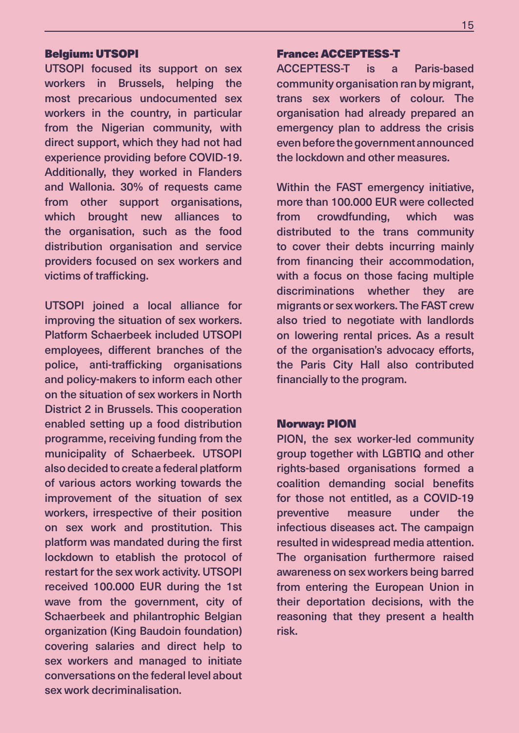### Belgium: UTSOPI

UTSOPI focused its support on sex workers in Brussels, helping the most precarious undocumented sex workers in the country, in particular from the Nigerian community, with direct support, which they had not had experience providing before COVID-19. Additionally, they worked in Flanders and Wallonia. 30% of requests came from other support organisations, which brought new alliances to the organisation, such as the food distribution organisation and service providers focused on sex workers and victims of trafficking.

UTSOPI joined a local alliance for improving the situation of sex workers. Platform Schaerbeek included UTSOPI employees, different branches of the police, anti-trafficking organisations and policy-makers to inform each other on the situation of sex workers in North District 2 in Brussels. This cooperation enabled setting up a food distribution programme, receiving funding from the municipality of Schaerbeek. UTSOPI also decided to create a federal platform of various actors working towards the improvement of the situation of sex workers, irrespective of their position on sex work and prostitution. This platform was mandated during the first lockdown to etablish the protocol of restart for the sex work activity. UTSOPI received 100.000 EUR during the 1st wave from the government, city of Schaerbeek and philantrophic Belgian organization (King Baudoin foundation) covering salaries and direct help to sex workers and managed to initiate conversations on the federal level about sex work decriminalisation.

### France: ACCEPTESS-T

ACCEPTESS-T is a Paris-based community organisation ran by migrant, trans sex workers of colour. The organisation had already prepared an emergency plan to address the crisis even before the government announced the lockdown and other measures.

Within the FAST emergency initiative, more than 100.000 EUR were collected from crowdfunding, which was distributed to the trans community to cover their debts incurring mainly from financing their accommodation, with a focus on those facing multiple discriminations whether they are migrants or sex workers. The FAST crew also tried to negotiate with landlords on lowering rental prices. As a result of the organisation's advocacy efforts, the Paris City Hall also contributed financially to the program.

### Norway: PION

PION, the sex worker-led community group together with LGBTIQ and other rights-based organisations formed a coalition demanding social benefits for those not entitled, as a COVID-19 preventive measure under the infectious diseases act. The campaign resulted in widespread media attention. The organisation furthermore raised awareness on sex workers being barred from entering the European Union in their deportation decisions, with the reasoning that they present a health risk.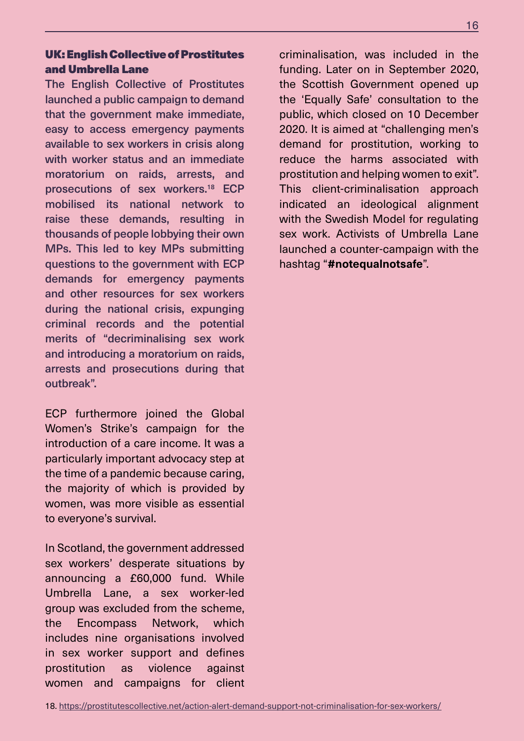### UK: English Collective of Prostitutes and Umbrella Lane

**The English Collective of Prostitutes launched a public campaign to demand that the government make immediate, easy to access emergency payments available to sex workers in crisis along with worker status and an immediate moratorium on raids, arrests, and prosecutions of sex workers.[18] ECP mobilised its national network to raise these demands, resulting in thousands of people lobbying their own MPs. This led to key MPs submitting questions to the government with ECP demands for emergency payments and other resources for sex workers during the national crisis, expunging criminal records and the potential merits of "decriminalising sex work and introducing a moratorium on raids, arrests and prosecutions during that outbreak".**

ECP furthermore joined the Global Women's Strike's campaign for the introduction of a care income. It was a particularly important advocacy step at the time of a pandemic because caring, the majority of which is provided by women, was more visible as essential to everyone's survival.

In Scotland, the government addressed sex workers' desperate situations by announcing a £60,000 fund. While Umbrella Lane, a sex worker-led group was excluded from the scheme, the Encompass Network, which includes nine organisations involved in sex worker support and defines prostitution as violence against women and campaigns for client criminalisation, was included in the funding. Later on in September 2020, the Scottish Government opened up the 'Equally Safe' consultation to the public, which closed on 10 December 2020. It is aimed at "challenging men's demand for prostitution, working to reduce the harms associated with prostitution and helping women to exit". This client-criminalisation approach indicated an ideological alignment with the Swedish Model for regulating sex work. Activists of Umbrella Lane launched a counter-campaign with the hashtag "**#notequalnotsafe**".

18. https://prostitutescollective.net/action-alert-demand-support-not-criminalisation-for-sex-workers/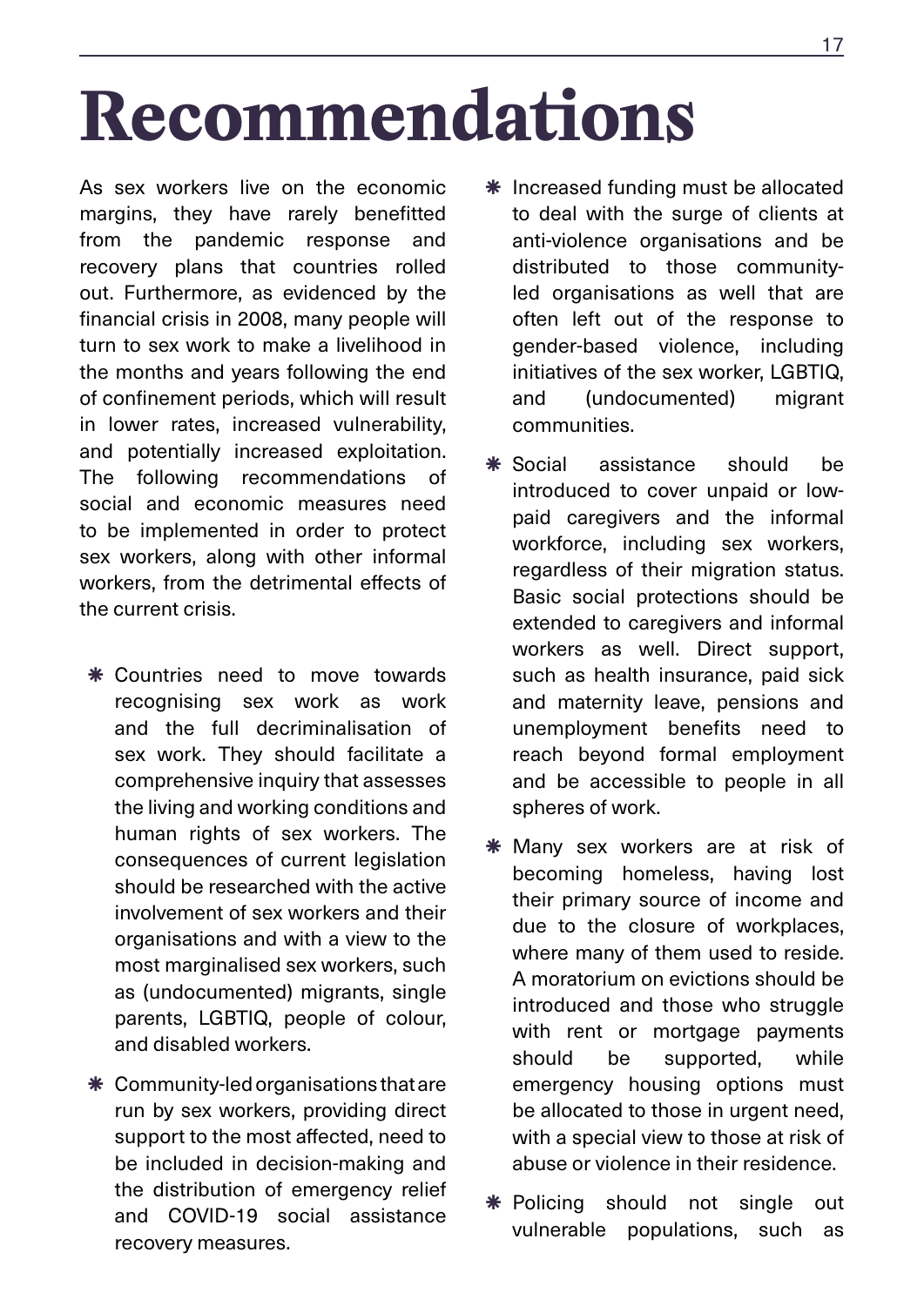# Recommendations

As sex workers live on the economic margins, they have rarely benefitted from the pandemic response and recovery plans that countries rolled out. Furthermore, as evidenced by the financial crisis in 2008, many people will turn to sex work to make a livelihood in the months and years following the end of confinement periods, which will result in lower rates, increased vulnerability, and potentially increased exploitation. The following recommendations of social and economic measures need to be implemented in order to protect sex workers, along with other informal workers, from the detrimental effects of the current crisis.

- Countries need to move towards recognising sex work as work and the full decriminalisation of sex work. They should facilitate a comprehensive inquiry that assesses the living and working conditions and human rights of sex workers. The consequences of current legislation should be researched with the active involvement of sex workers and their organisations and with a view to the most marginalised sex workers, such as (undocumented) migrants, single parents, LGBTIQ, people of colour, and disabled workers.
- Community-led organisations that are run by sex workers, providing direct support to the most affected, need to be included in decision-making and the distribution of emergency relief and COVID-19 social assistance recovery measures.
- Increased funding must be allocated to deal with the surge of clients at anti-violence organisations and be distributed to those community-led organisations as well that are often left out of the response to gender-based violence, including initiatives of the sex worker, LGBTIQ, and (undocumented) migrant communities.
- Social assistance should be introduced to cover unpaid or low-paid caregivers and the informal workforce, including sex workers, regardless of their migration status. Basic social protections should be extended to caregivers and informal workers as well. Direct support, such as health insurance, paid sick and maternity leave, pensions and unemployment benefits need to reach beyond formal employment and be accessible to people in all spheres of work.
- Many sex workers are at risk of becoming homeless, having lost their primary source of income and due to the closure of workplaces, where many of them used to reside. A moratorium on evictions should be introduced and those who struggle with rent or mortgage payments should be supported, while emergency housing options must be allocated to those in urgent need, with a special view to those at risk of abuse or violence in their residence.
- Policing should not single out vulnerable populations, such as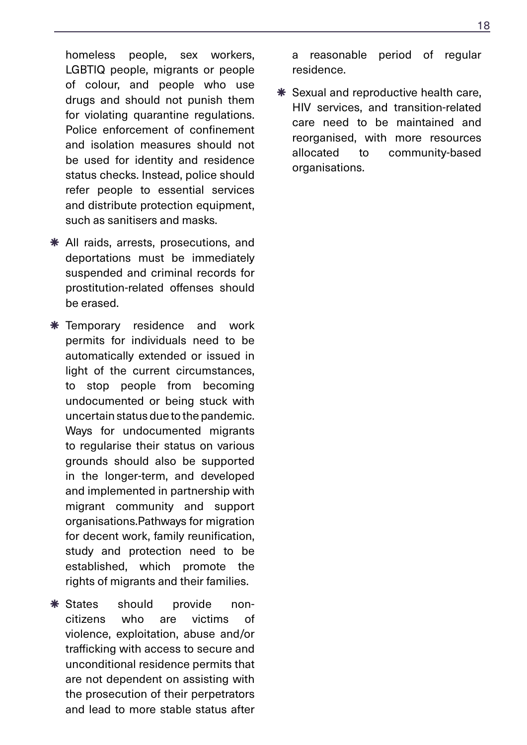homeless people, sex workers, LGBTIQ people, migrants or people of colour, and people who use drugs and should not punish them for violating quarantine regulations. Police enforcement of confinement and isolation measures should not be used for identity and residence status checks. Instead, police should refer people to essential services and distribute protection equipment, such as sanitisers and masks.

- All raids, arrests, prosecutions, and deportations must be immediately suspended and criminal records for prostitution-related offenses should be erased.
- Temporary residence and work permits for individuals need to be automatically extended or issued in light of the current circumstances, to stop people from becoming undocumented or being stuck with uncertain status due to the pandemic. Ways for undocumented migrants to regularise their status on various grounds should also be supported in the longer-term, and developed and implemented in partnership with migrant community and support organisations.Pathways for migration for decent work, family reunification, study and protection need to be established, which promote the rights of migrants and their families.
- States should provide non-citizens who are victims of violence, exploitation, abuse and/or trafficking with access to secure and unconditional residence permits that are not dependent on assisting with the prosecution of their perpetrators and lead to more stable status after a reasonable period of regular residence.
- Sexual and reproductive health care, HIV services, and transition-related care need to be maintained and reorganised, with more resources allocated to community-based organisations.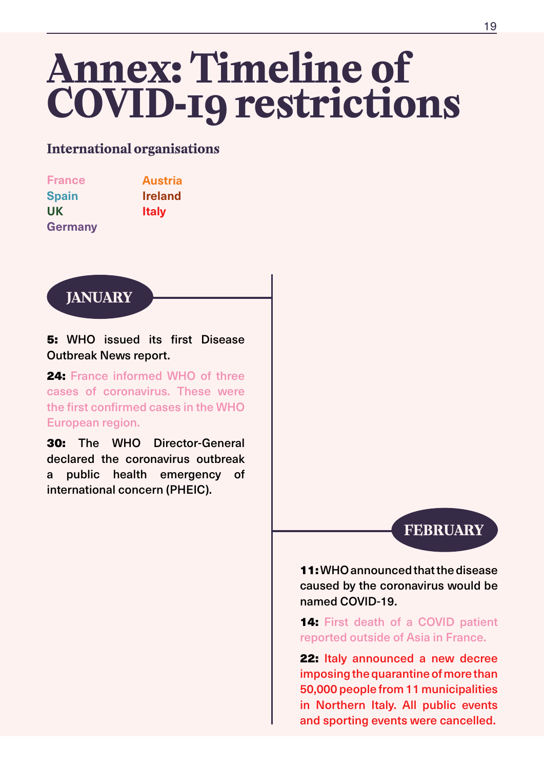# Annex: Timeline of COVID-19 restrictions

**International organisations**

France
Spain
UK
Germany
Austria
Ireland
Italy

## JANUARY

**5:** WHO issued its first Disease Outbreak News report.

**24:** France informed WHO of three cases of coronavirus. These were the first confirmed cases in the WHO European region.

**30:** The WHO Director-General declared the coronavirus outbreak a public health emergency of international concern (PHEIC).

## FEBRUARY

**11:** WHO announced that the disease caused by the coronavirus would be named COVID-19.

**14:** First death of a COVID patient reported outside of Asia in France.

**22:** Italy announced a new decree imposing the quarantine of more than 50,000 people from 11 municipalities in Northern Italy. All public events and sporting events were cancelled.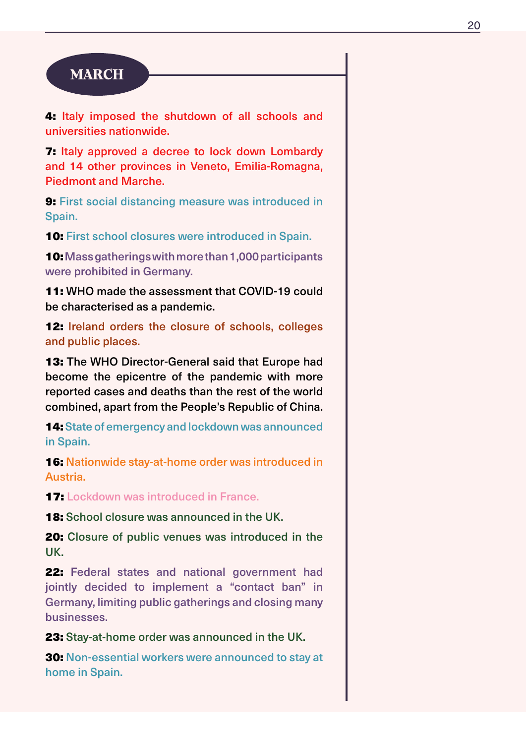## MARCH

**4:** Italy imposed the shutdown of all schools and universities nationwide.

**7:** Italy approved a decree to lock down Lombardy and 14 other provinces in Veneto, Emilia-Romagna, Piedmont and Marche.

**9:** First social distancing measure was introduced in Spain.

**10:** First school closures were introduced in Spain.

**10:** Mass gatherings with more than 1,000 participants were prohibited in Germany.

**11:** WHO made the assessment that COVID-19 could be characterised as a pandemic.

**12:** Ireland orders the closure of schools, colleges and public places.

**13:** The WHO Director-General said that Europe had become the epicentre of the pandemic with more reported cases and deaths than the rest of the world combined, apart from the People's Republic of China.

**14:** State of emergency and lockdown was announced in Spain.

**16:** Nationwide stay-at-home order was introduced in Austria.

**17:** Lockdown was introduced in France.

**18:** School closure was announced in the UK.

**20:** Closure of public venues was introduced in the UK.

**22:** Federal states and national government had jointly decided to implement a "contact ban" in Germany, limiting public gatherings and closing many businesses.

**23:** Stay-at-home order was announced in the UK.

**30:** Non-essential workers were announced to stay at home in Spain.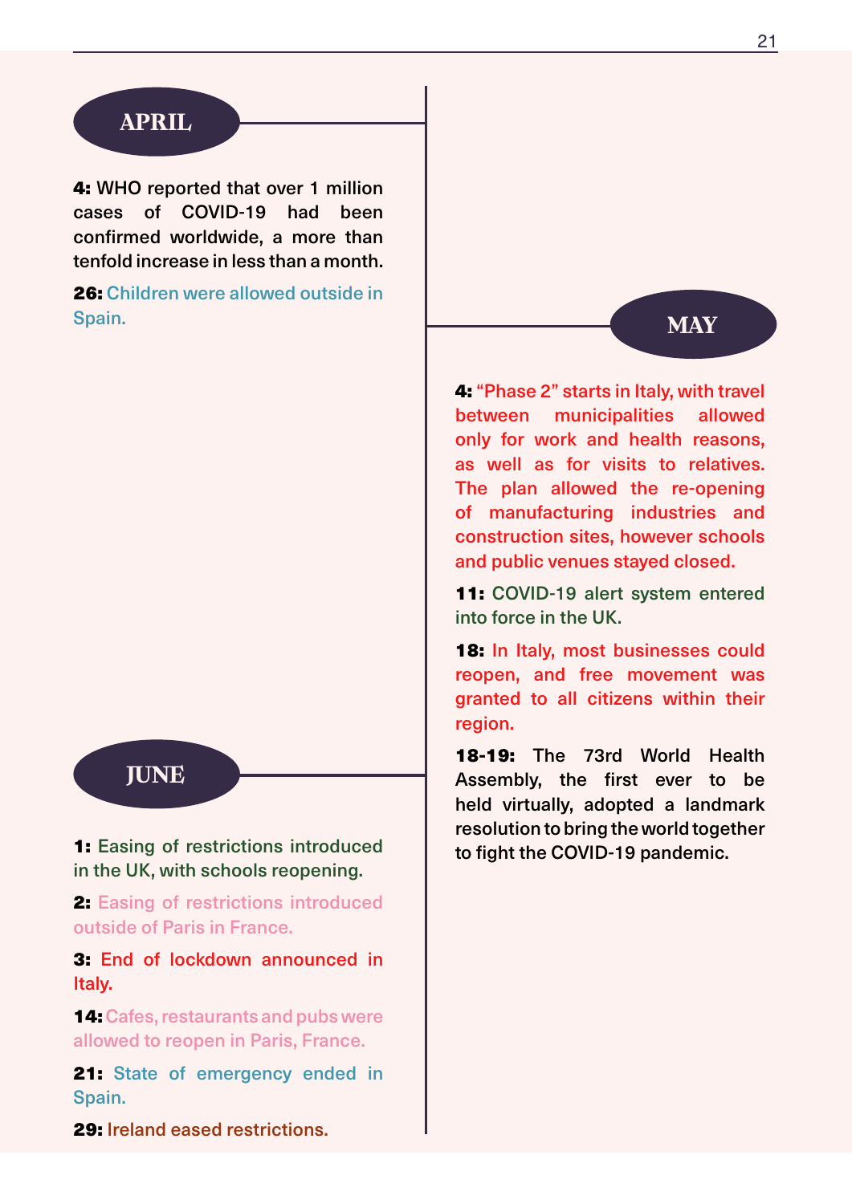## APRIL

**4:** WHO reported that over 1 million cases of COVID-19 had been confirmed worldwide, a more than tenfold increase in less than a month.

**26:** Children were allowed outside in Spain.

## MAY

**4:** "Phase 2" starts in Italy, with travel between municipalities allowed only for work and health reasons, as well as for visits to relatives. The plan allowed the re-opening of manufacturing industries and construction sites, however schools and public venues stayed closed.

**11:** COVID-19 alert system entered into force in the UK.

**18:** In Italy, most businesses could reopen, and free movement was granted to all citizens within their region.

**18-19:** The 73rd World Health Assembly, the first ever to be held virtually, adopted a landmark resolution to bring the world together to fight the COVID-19 pandemic.

## JUNE

**1:** Easing of restrictions introduced in the UK, with schools reopening.

**2:** Easing of restrictions introduced outside of Paris in France.

**3:** End of lockdown announced in Italy.

**14:** Cafes, restaurants and pubs were allowed to reopen in Paris, France.

**21:** State of emergency ended in Spain.

**29:** Ireland eased restrictions.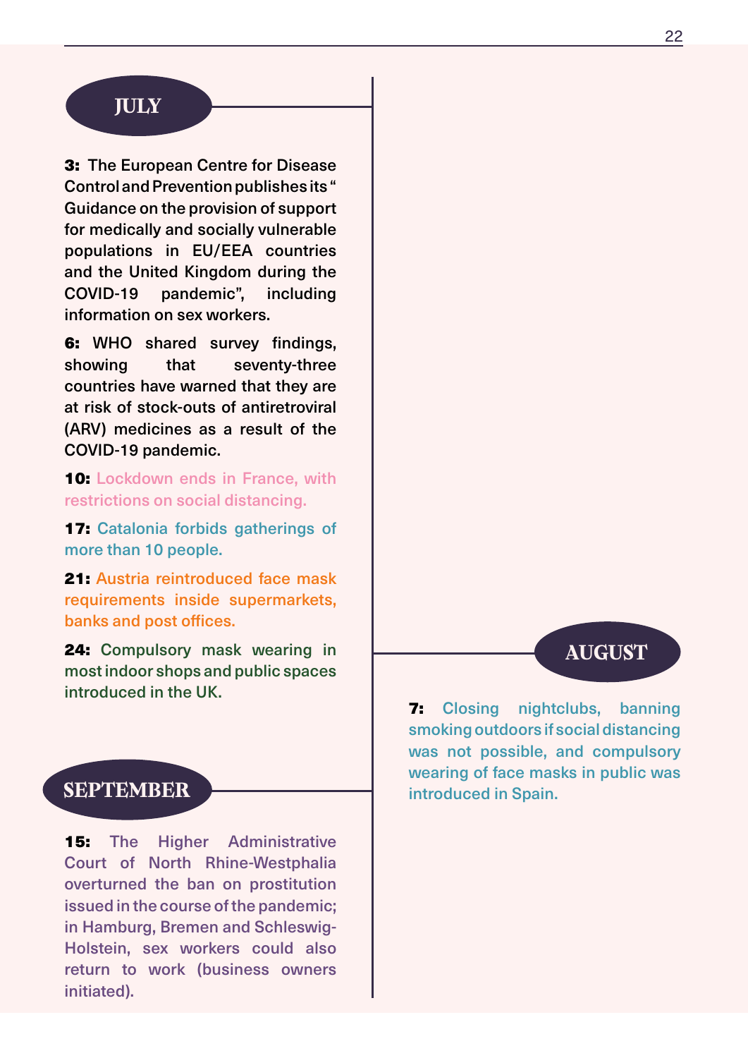## JULY

**3:** The European Centre for Disease Control and Prevention publishes its " Guidance on the provision of support for medically and socially vulnerable populations in EU/EEA countries and the United Kingdom during the COVID-19 pandemic", including information on sex workers.

**6:** WHO shared survey findings, showing that seventy-three countries have warned that they are at risk of stock-outs of antiretroviral (ARV) medicines as a result of the COVID-19 pandemic.

**10:** Lockdown ends in France, with restrictions on social distancing.

**17:** Catalonia forbids gatherings of more than 10 people.

**21:** Austria reintroduced face mask requirements inside supermarkets, banks and post offices.

**24:** Compulsory mask wearing in most indoor shops and public spaces introduced in the UK.

## AUGUST

**7:** Closing nightclubs, banning smoking outdoors if social distancing was not possible, and compulsory wearing of face masks in public was introduced in Spain.

## SEPTEMBER

**15:** The Higher Administrative Court of North Rhine-Westphalia overturned the ban on prostitution issued in the course of the pandemic; in Hamburg, Bremen and Schleswig-Holstein, sex workers could also return to work (business owners initiated).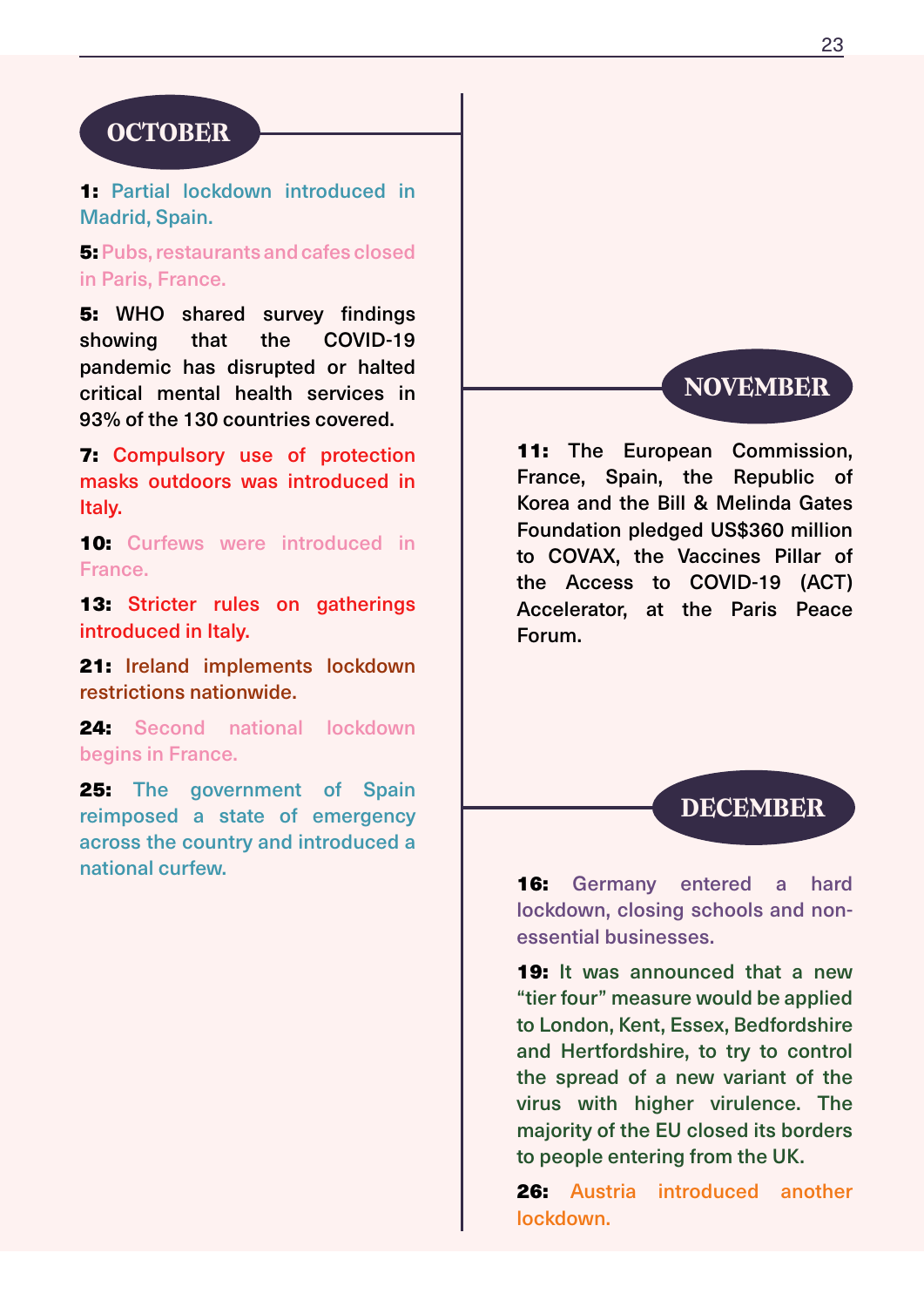## OCTOBER

**1:** Partial lockdown introduced in Madrid, Spain.

**5:** Pubs, restaurants and cafes closed in Paris, France.

**5:** WHO shared survey findings showing that the COVID-19 pandemic has disrupted or halted critical mental health services in 93% of the 130 countries covered.

**7:** Compulsory use of protection masks outdoors was introduced in Italy.

**10:** Curfews were introduced in France.

**13:** Stricter rules on gatherings introduced in Italy.

**21:** Ireland implements lockdown restrictions nationwide.

**24:** Second national lockdown begins in France.

**25:** The government of Spain reimposed a state of emergency across the country and introduced a national curfew.

## NOVEMBER

**11:** The European Commission, France, Spain, the Republic of Korea and the Bill & Melinda Gates Foundation pledged US$360 million to COVAX, the Vaccines Pillar of the Access to COVID-19 (ACT) Accelerator, at the Paris Peace Forum.

## DECEMBER

**16:** Germany entered a hard lockdown, closing schools and non-essential businesses.

**19:** It was announced that a new "tier four" measure would be applied to London, Kent, Essex, Bedfordshire and Hertfordshire, to try to control the spread of a new variant of the virus with higher virulence. The majority of the EU closed its borders to people entering from the UK.

**26:** Austria introduced another lockdown.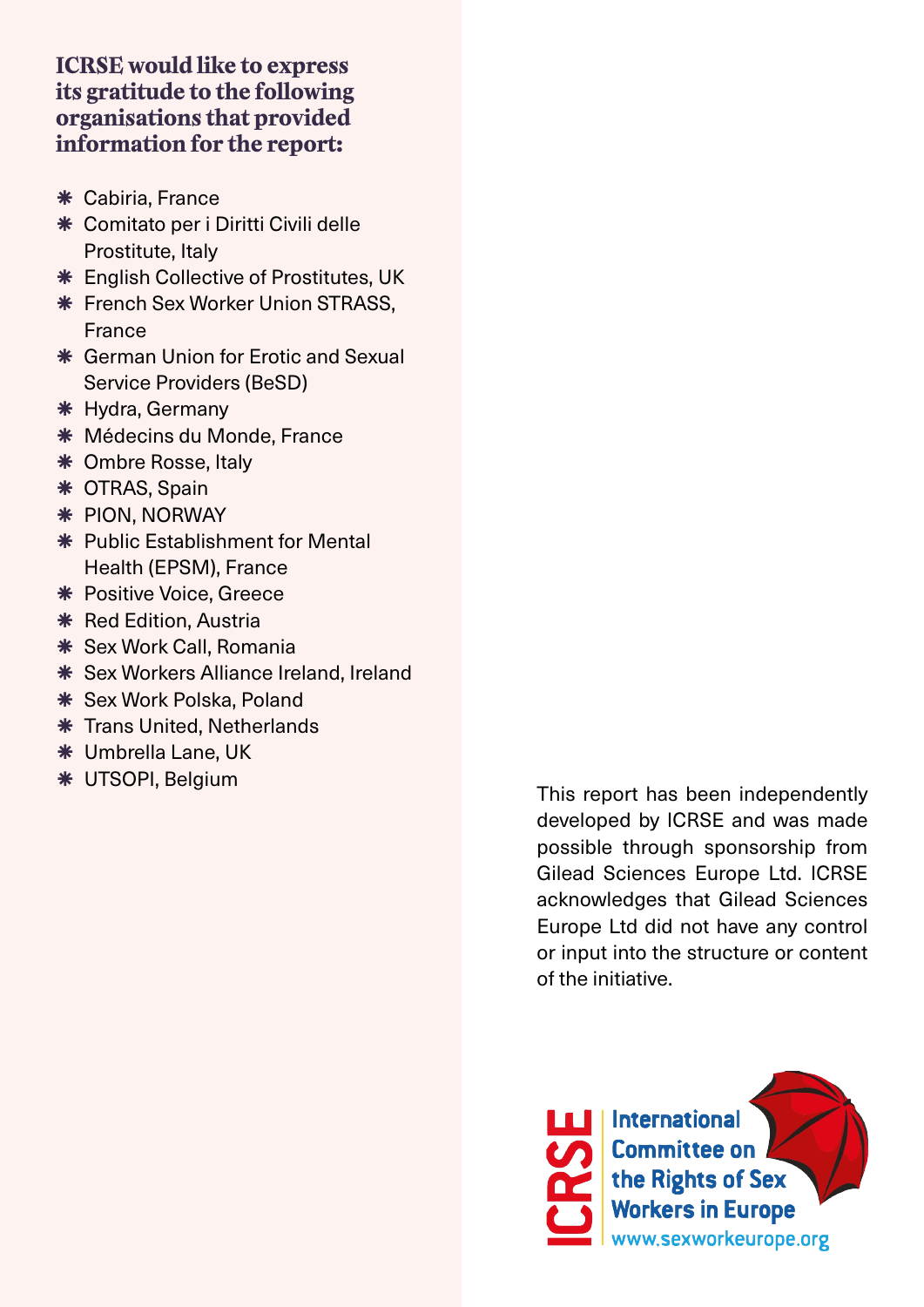**ICRSE would like to express its gratitude to the following organisations that provided information for the report:**

* Cabiria, France
* Comitato per i Diritti Civili delle Prostitute, Italy
* English Collective of Prostitutes, UK
* French Sex Worker Union STRASS, France
* German Union for Erotic and Sexual Service Providers (BeSD)
* Hydra, Germany
* Médecins du Monde, France
* Ombre Rosse, Italy
* OTRAS, Spain
* PION, NORWAY
* Public Establishment for Mental Health (EPSM), France
* Positive Voice, Greece
* Red Edition, Austria
* Sex Work Call, Romania
* Sex Workers Alliance Ireland, Ireland
* Sex Work Polska, Poland
* Trans United, Netherlands
* Umbrella Lane, UK
* UTSOPI, Belgium

This report has been independently developed by ICRSE and was made possible through sponsorship from Gilead Sciences Europe Ltd. ICRSE acknowledges that Gilead Sciences Europe Ltd did not have any control or input into the structure or content of the initiative.

ICRSE
International Committee on the Rights of Sex Workers in Europe
www.sexworkeurope.org